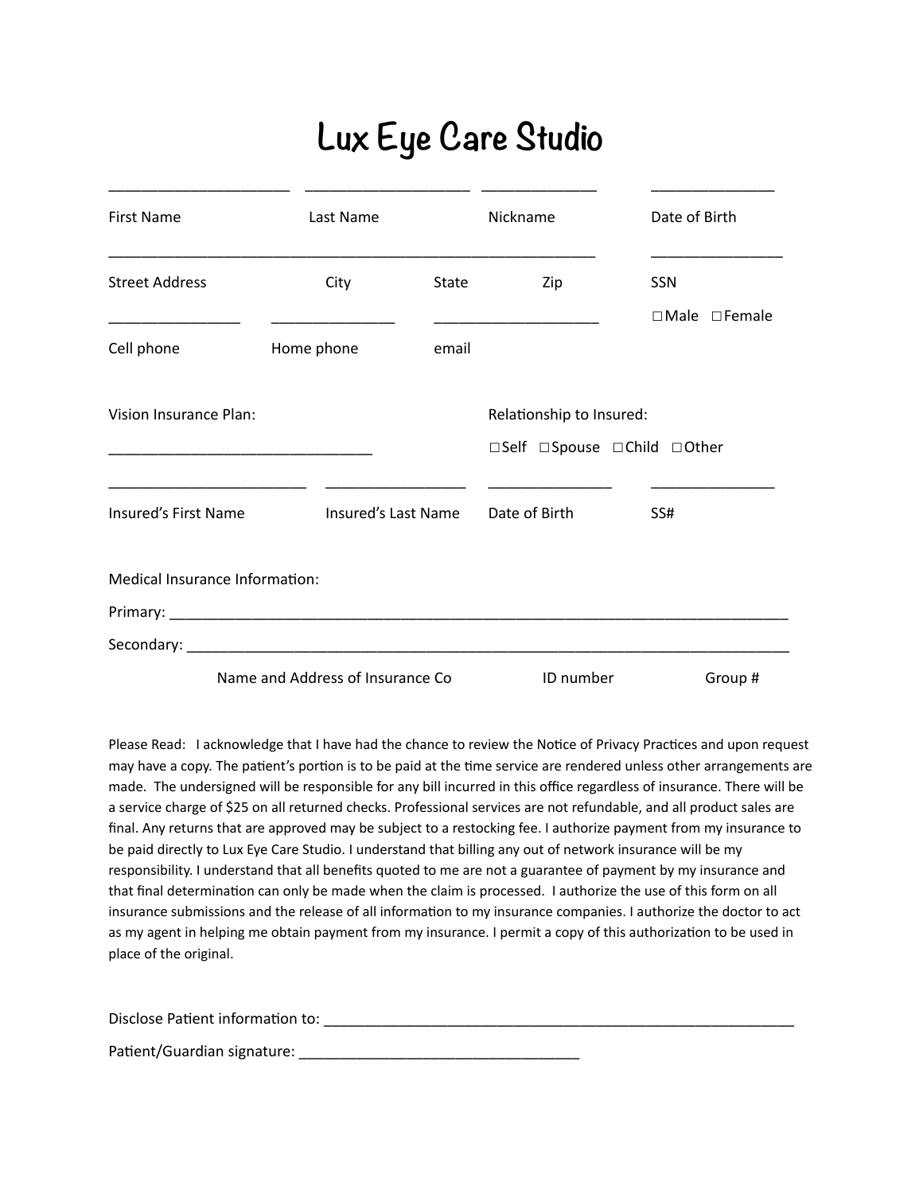# Lux Eye Care Studio

| ______________________ | ____________________ | ______________ | _______________ |
|---|---|---|---|
| First Name | Last Name | Nickname | Date of Birth |

______________________________________________________________  ________________

Street Address City State Zip SSN

________________ _______________ ____________________ ☐Male ☐Female

Cell phone Home phone email

Vision Insurance Plan: ________________________________

Relationship to Insured: ☐Self ☐Spouse ☐Child ☐Other

________________________ _________________ _______________ _______________

Insured's First Name Insured's Last Name Date of Birth SS#

Medical Insurance Information:

Primary: ____________________________________________________________________________

Secondary: __________________________________________________________________________

Name and Address of Insurance Co ID number Group #

Please Read: I acknowledge that I have had the chance to review the Notice of Privacy Practices and upon request may have a copy. The patient's portion is to be paid at the time service are rendered unless other arrangements are made. The undersigned will be responsible for any bill incurred in this office regardless of insurance. There will be a service charge of $25 on all returned checks. Professional services are not refundable, and all product sales are final. Any returns that are approved may be subject to a restocking fee. I authorize payment from my insurance to be paid directly to Lux Eye Care Studio. I understand that billing any out of network insurance will be my responsibility. I understand that all benefits quoted to me are not a guarantee of payment by my insurance and that final determination can only be made when the claim is processed. I authorize the use of this form on all insurance submissions and the release of all information to my insurance companies. I authorize the doctor to act as my agent in helping me obtain payment from my insurance. I permit a copy of this authorization to be used in place of the original.

Disclose Patient information to: __________________________________________________________

Patient/Guardian signature: __________________________________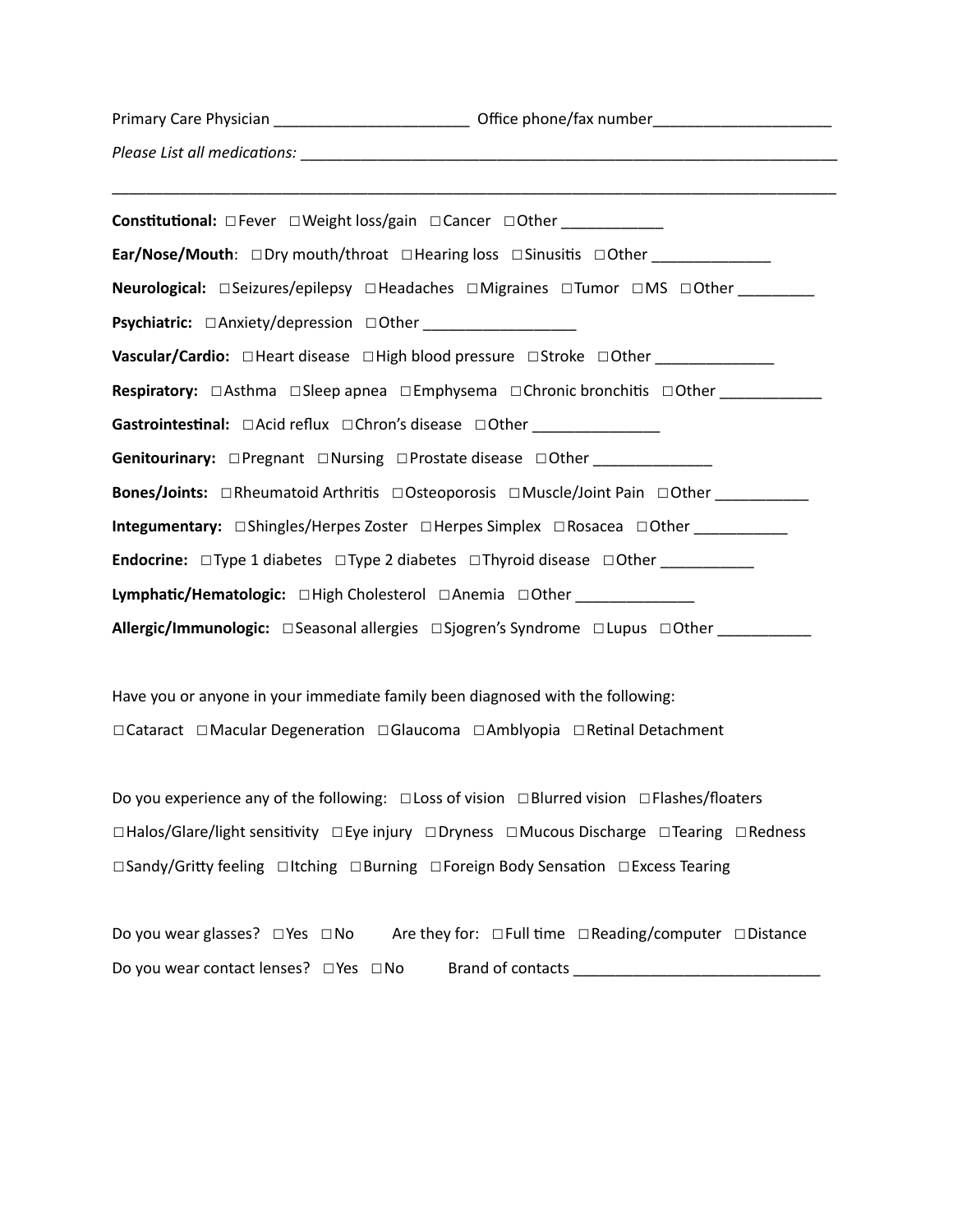Primary Care Physician _______________________ Office phone/fax number_____________________

*Please List all medications:* _________________________________________________________________

_____________________________________________________________________________________

**Constitutional:** □ Fever □ Weight loss/gain □ Cancer □ Other ____________

**Ear/Nose/Mouth**: □ Dry mouth/throat □ Hearing loss □ Sinusitis □ Other ______________

**Neurological:** □ Seizures/epilepsy □ Headaches □ Migraines □ Tumor □ MS □ Other _________

**Psychiatric:** □ Anxiety/depression □ Other __________________

**Vascular/Cardio:** □ Heart disease □ High blood pressure □ Stroke □ Other ______________

**Respiratory:** □ Asthma □ Sleep apnea □ Emphysema □ Chronic bronchitis □ Other ____________

**Gastrointestinal:** □ Acid reflux □ Chron's disease □ Other _______________

**Genitourinary:** □ Pregnant □ Nursing □ Prostate disease □ Other ______________

**Bones/Joints:** □ Rheumatoid Arthritis □ Osteoporosis □ Muscle/Joint Pain □ Other ___________

**Integumentary:** □ Shingles/Herpes Zoster □ Herpes Simplex □ Rosacea □ Other ___________

**Endocrine:** □ Type 1 diabetes □ Type 2 diabetes □ Thyroid disease □ Other ___________

**Lymphatic/Hematologic:** □ High Cholesterol □ Anemia □ Other ______________

**Allergic/Immunologic:** □ Seasonal allergies □ Sjogren's Syndrome □ Lupus □ Other ___________

Have you or anyone in your immediate family been diagnosed with the following:

□ Cataract □ Macular Degeneration □ Glaucoma □ Amblyopia □ Retinal Detachment

Do you experience any of the following: □ Loss of vision □ Blurred vision □ Flashes/floaters

□ Halos/Glare/light sensitivity □ Eye injury □ Dryness □ Mucous Discharge □ Tearing □ Redness

□ Sandy/Gritty feeling □ Itching □ Burning □ Foreign Body Sensation □ Excess Tearing

Do you wear glasses? □ Yes □ No Are they for: □ Full time □ Reading/computer □ Distance

Do you wear contact lenses? □ Yes □ No Brand of contacts _____________________________